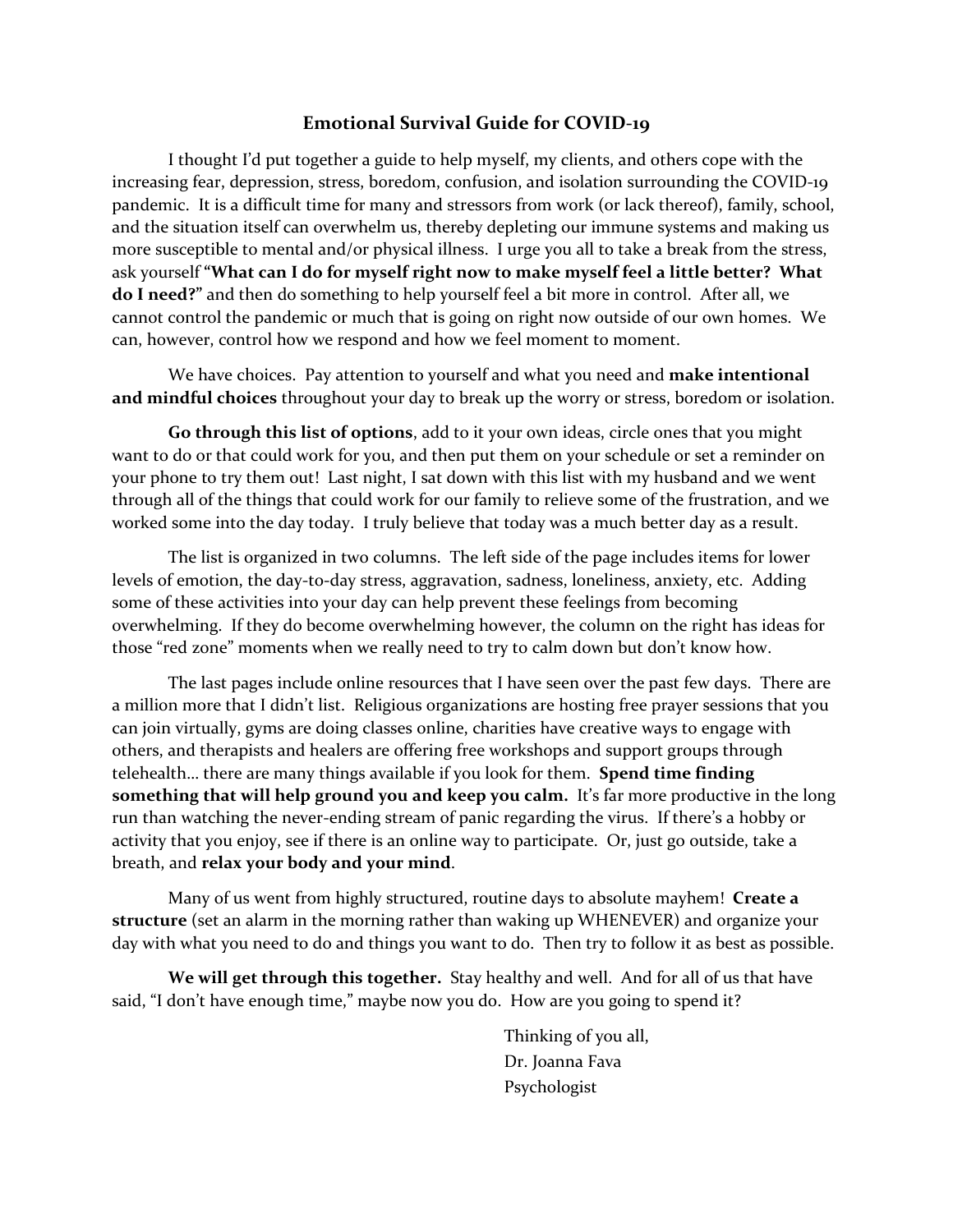# Emotional Survival Guide for COVID-19

I thought I'd put together a guide to help myself, my clients, and others cope with the increasing fear, depression, stress, boredom, confusion, and isolation surrounding the COVID-19 pandemic. It is a difficult time for many and stressors from work (or lack thereof), family, school, and the situation itself can overwhelm us, thereby depleting our immune systems and making us more susceptible to mental and/or physical illness. I urge you all to take a break from the stress, ask yourself "**What can I do for myself right now to make myself feel a little better? What do I need?**" and then do something to help yourself feel a bit more in control. After all, we cannot control the pandemic or much that is going on right now outside of our own homes. We can, however, control how we respond and how we feel moment to moment.

We have choices. Pay attention to yourself and what you need and **make intentional and mindful choices** throughout your day to break up the worry or stress, boredom or isolation.

**Go through this list of options**, add to it your own ideas, circle ones that you might want to do or that could work for you, and then put them on your schedule or set a reminder on your phone to try them out! Last night, I sat down with this list with my husband and we went through all of the things that could work for our family to relieve some of the frustration, and we worked some into the day today. I truly believe that today was a much better day as a result.

The list is organized in two columns. The left side of the page includes items for lower levels of emotion, the day-to-day stress, aggravation, sadness, loneliness, anxiety, etc. Adding some of these activities into your day can help prevent these feelings from becoming overwhelming. If they do become overwhelming however, the column on the right has ideas for those "red zone" moments when we really need to try to calm down but don't know how.

The last pages include online resources that I have seen over the past few days. There are a million more that I didn't list. Religious organizations are hosting free prayer sessions that you can join virtually, gyms are doing classes online, charities have creative ways to engage with others, and therapists and healers are offering free workshops and support groups through telehealth… there are many things available if you look for them. **Spend time finding something that will help ground you and keep you calm.** It's far more productive in the long run than watching the never-ending stream of panic regarding the virus. If there's a hobby or activity that you enjoy, see if there is an online way to participate. Or, just go outside, take a breath, and **relax your body and your mind**.

Many of us went from highly structured, routine days to absolute mayhem! **Create a structure** (set an alarm in the morning rather than waking up WHENEVER) and organize your day with what you need to do and things you want to do. Then try to follow it as best as possible.

**We will get through this together.** Stay healthy and well. And for all of us that have said, "I don't have enough time," maybe now you do. How are you going to spend it?

Thinking of you all,
Dr. Joanna Fava
Psychologist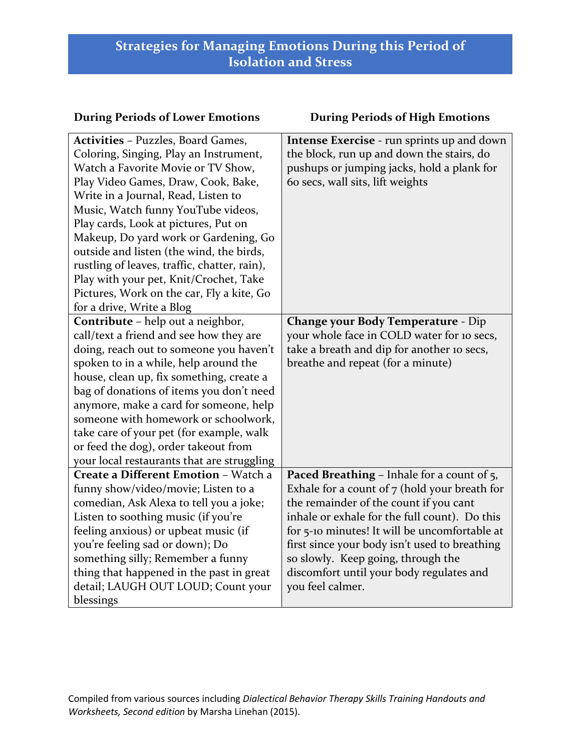## Strategies for Managing Emotions During this Period of Isolation and Stress

| During Periods of Lower Emotions | During Periods of High Emotions |
| --- | --- |
| **Activities** – Puzzles, Board Games, Coloring, Singing, Play an Instrument, Watch a Favorite Movie or TV Show, Play Video Games, Draw, Cook, Bake, Write in a Journal, Read, Listen to Music, Watch funny YouTube videos, Play cards, Look at pictures, Put on Makeup, Do yard work or Gardening, Go outside and listen (the wind, the birds, rustling of leaves, traffic, chatter, rain), Play with your pet, Knit/Crochet, Take Pictures, Work on the car, Fly a kite, Go for a drive, Write a Blog | **Intense Exercise** - run sprints up and down the block, run up and down the stairs, do pushups or jumping jacks, hold a plank for 60 secs, wall sits, lift weights |
| **Contribute** – help out a neighbor, call/text a friend and see how they are doing, reach out to someone you haven't spoken to in a while, help around the house, clean up, fix something, create a bag of donations of items you don't need anymore, make a card for someone, help someone with homework or schoolwork, take care of your pet (for example, walk or feed the dog), order takeout from your local restaurants that are struggling | **Change your Body Temperature** - Dip your whole face in COLD water for 10 secs, take a breath and dip for another 10 secs, breathe and repeat (for a minute) |
| **Create a Different Emotion** – Watch a funny show/video/movie; Listen to a comedian, Ask Alexa to tell you a joke; Listen to soothing music (if you're feeling anxious) or upbeat music (if you're feeling sad or down); Do something silly; Remember a funny thing that happened in the past in great detail; LAUGH OUT LOUD; Count your blessings | **Paced Breathing** – Inhale for a count of 5, Exhale for a count of 7 (hold your breath for the remainder of the count if you cant inhale or exhale for the full count). Do this for 5-10 minutes! It will be uncomfortable at first since your body isn't used to breathing so slowly. Keep going, through the discomfort until your body regulates and you feel calmer. |

Compiled from various sources including *Dialectical Behavior Therapy Skills Training Handouts and Worksheets, Second edition* by Marsha Linehan (2015).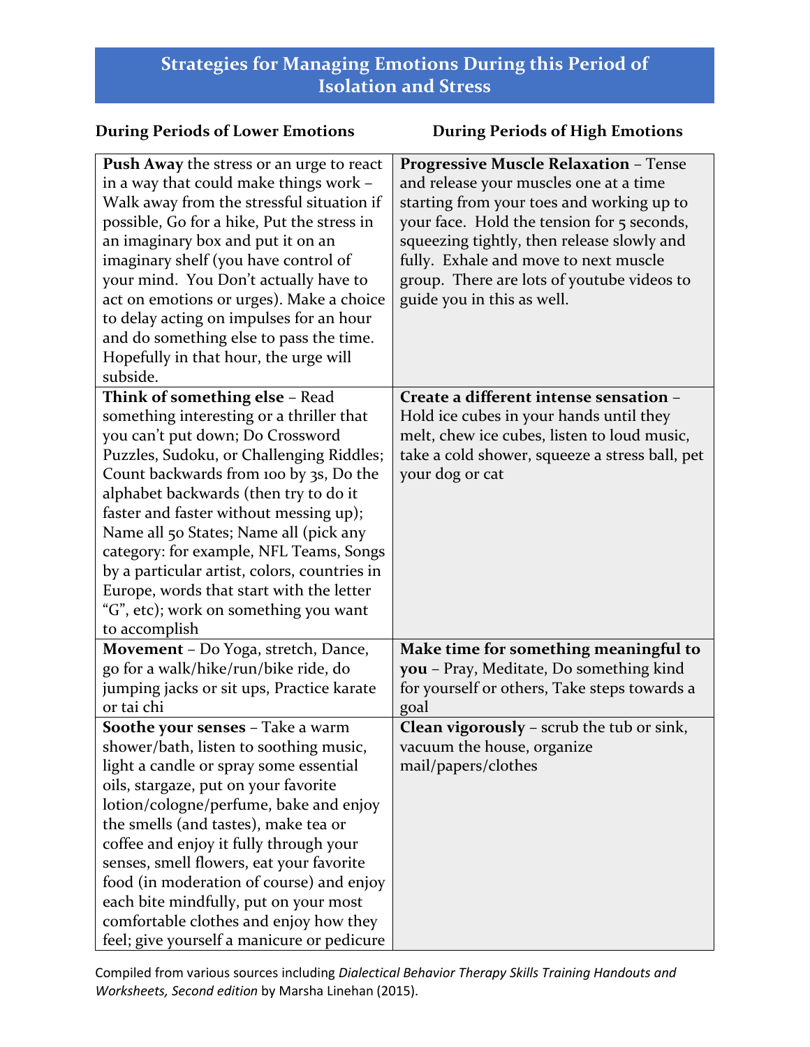# Strategies for Managing Emotions During this Period of Isolation and Stress

| During Periods of Lower Emotions | During Periods of High Emotions |
|---|---|
| **Push Away** the stress or an urge to react in a way that could make things work – Walk away from the stressful situation if possible, Go for a hike, Put the stress in an imaginary box and put it on an imaginary shelf (you have control of your mind. You Don't actually have to act on emotions or urges). Make a choice to delay acting on impulses for an hour and do something else to pass the time. Hopefully in that hour, the urge will subside. | **Progressive Muscle Relaxation** – Tense and release your muscles one at a time starting from your toes and working up to your face. Hold the tension for 5 seconds, squeezing tightly, then release slowly and fully. Exhale and move to next muscle group. There are lots of youtube videos to guide you in this as well. |
| **Think of something else** – Read something interesting or a thriller that you can't put down; Do Crossword Puzzles, Sudoku, or Challenging Riddles; Count backwards from 100 by 3s, Do the alphabet backwards (then try to do it faster and faster without messing up); Name all 50 States; Name all (pick any category: for example, NFL Teams, Songs by a particular artist, colors, countries in Europe, words that start with the letter "G", etc); work on something you want to accomplish | **Create a different intense sensation** – Hold ice cubes in your hands until they melt, chew ice cubes, listen to loud music, take a cold shower, squeeze a stress ball, pet your dog or cat |
| **Movement** – Do Yoga, stretch, Dance, go for a walk/hike/run/bike ride, do jumping jacks or sit ups, Practice karate or tai chi | **Make time for something meaningful to you** – Pray, Meditate, Do something kind for yourself or others, Take steps towards a goal |
| **Soothe your senses** – Take a warm shower/bath, listen to soothing music, light a candle or spray some essential oils, stargaze, put on your favorite lotion/cologne/perfume, bake and enjoy the smells (and tastes), make tea or coffee and enjoy it fully through your senses, smell flowers, eat your favorite food (in moderation of course) and enjoy each bite mindfully, put on your most comfortable clothes and enjoy how they feel; give yourself a manicure or pedicure | **Clean vigorously** – scrub the tub or sink, vacuum the house, organize mail/papers/clothes |

Compiled from various sources including *Dialectical Behavior Therapy Skills Training Handouts and Worksheets, Second edition* by Marsha Linehan (2015).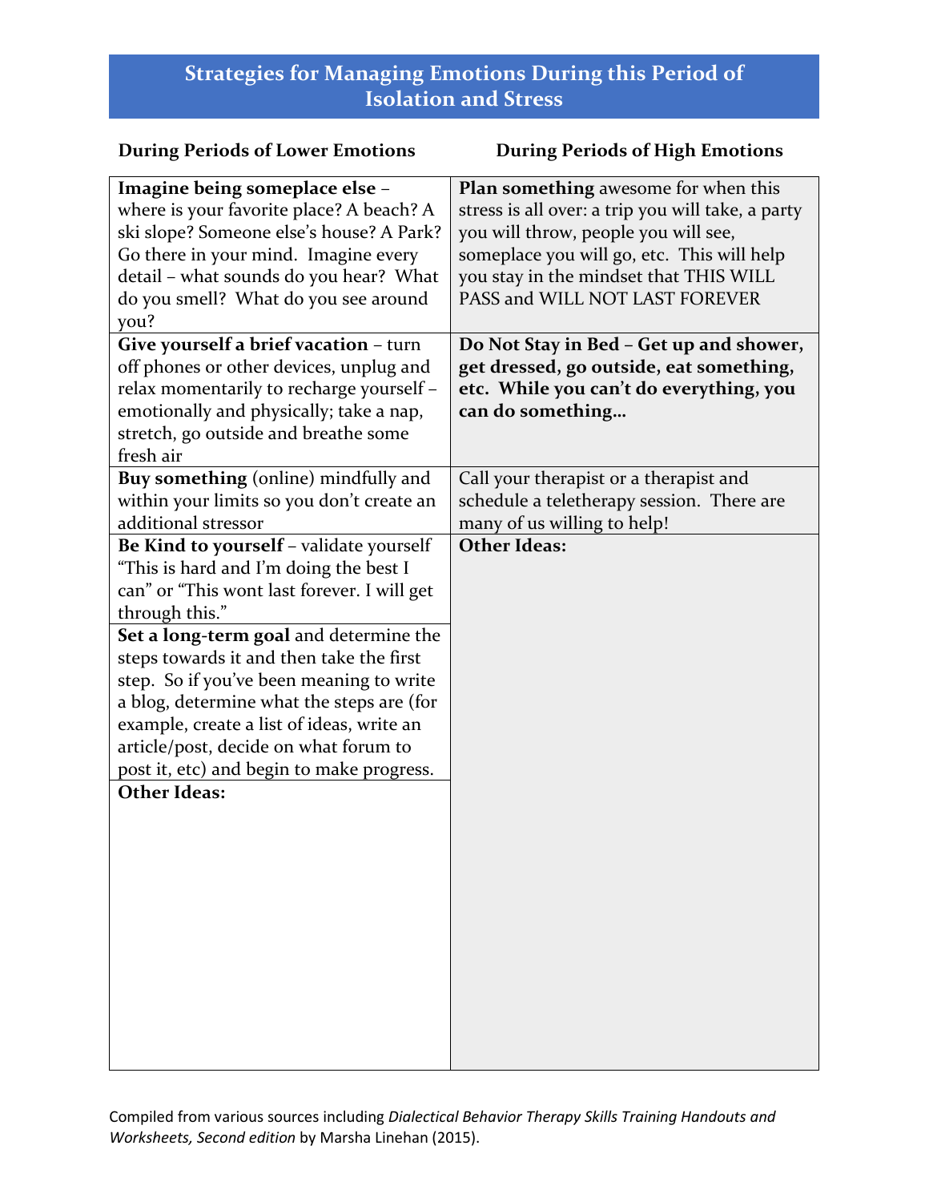# Strategies for Managing Emotions During this Period of Isolation and Stress

| During Periods of Lower Emotions | During Periods of High Emotions |
|---|---|
| **Imagine being someplace else** – where is your favorite place? A beach? A ski slope? Someone else's house? A Park? Go there in your mind. Imagine every detail – what sounds do you hear? What do you smell? What do you see around you? | **Plan something** awesome for when this stress is all over: a trip you will take, a party you will throw, people you will see, someplace you will go, etc. This will help you stay in the mindset that THIS WILL PASS and WILL NOT LAST FOREVER |
| **Give yourself a brief vacation** – turn off phones or other devices, unplug and relax momentarily to recharge yourself – emotionally and physically; take a nap, stretch, go outside and breathe some fresh air | **Do Not Stay in Bed – Get up and shower, get dressed, go outside, eat something, etc. While you can't do everything, you can do something…** |
| **Buy something** (online) mindfully and within your limits so you don't create an additional stressor | Call your therapist or a therapist and schedule a teletherapy session. There are many of us willing to help! |
| **Be Kind to yourself** – validate yourself "This is hard and I'm doing the best I can" or "This wont last forever. I will get through this." | **Other Ideas:** |
| **Set a long-term goal** and determine the steps towards it and then take the first step. So if you've been meaning to write a blog, determine what the steps are (for example, create a list of ideas, write an article/post, decide on what forum to post it, etc) and begin to make progress. | |
| **Other Ideas:** | |

Compiled from various sources including *Dialectical Behavior Therapy Skills Training Handouts and Worksheets, Second edition* by Marsha Linehan (2015).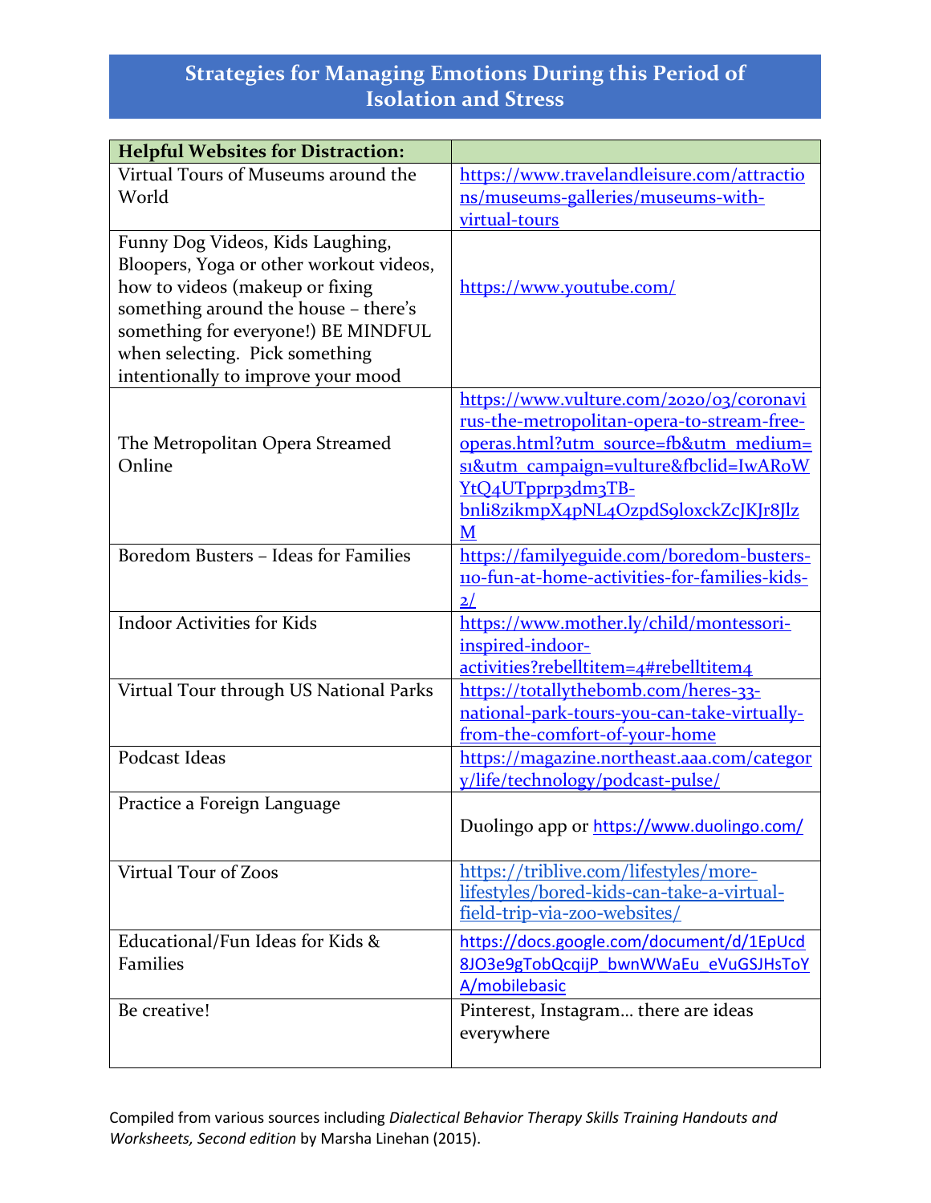# Strategies for Managing Emotions During this Period of Isolation and Stress

| **Helpful Websites for Distraction:** | |
|---|---|
| Virtual Tours of Museums around the World | https://www.travelandleisure.com/attractions/museums-galleries/museums-with-virtual-tours |
| Funny Dog Videos, Kids Laughing, Bloopers, Yoga or other workout videos, how to videos (makeup or fixing something around the house – there's something for everyone!) BE MINDFUL when selecting. Pick something intentionally to improve your mood | https://www.youtube.com/ |
| The Metropolitan Opera Streamed Online | https://www.vulture.com/2020/03/coronavirus-the-metropolitan-opera-to-stream-free-operas.html?utm_source=fb&utm_medium=s1&utm_campaign=vulture&fbclid=IwARoWYtQ4UTpprp3dm3TB-bnli8zikmpX4pNL4OzpdS9loxckZcJKJr8JlzM |
| Boredom Busters – Ideas for Families | https://familyeguide.com/boredom-busters-110-fun-at-home-activities-for-families-kids-2/ |
| Indoor Activities for Kids | https://www.mother.ly/child/montessori-inspired-indoor-activities?rebelltitem=4#rebelltitem4 |
| Virtual Tour through US National Parks | https://totallythebomb.com/heres-33-national-park-tours-you-can-take-virtually-from-the-comfort-of-your-home |
| Podcast Ideas | https://magazine.northeast.aaa.com/category/life/technology/podcast-pulse/ |
| Practice a Foreign Language | Duolingo app or https://www.duolingo.com/ |
| Virtual Tour of Zoos | https://triblive.com/lifestyles/more-lifestyles/bored-kids-can-take-a-virtual-field-trip-via-zoo-websites/ |
| Educational/Fun Ideas for Kids & Families | https://docs.google.com/document/d/1EpUcd8JO3e9gTobQcqijP_bwnWWaEu_eVuGSJHsToYA/mobilebasic |
| Be creative! | Pinterest, Instagram… there are ideas everywhere |

Compiled from various sources including *Dialectical Behavior Therapy Skills Training Handouts and Worksheets, Second edition* by Marsha Linehan (2015).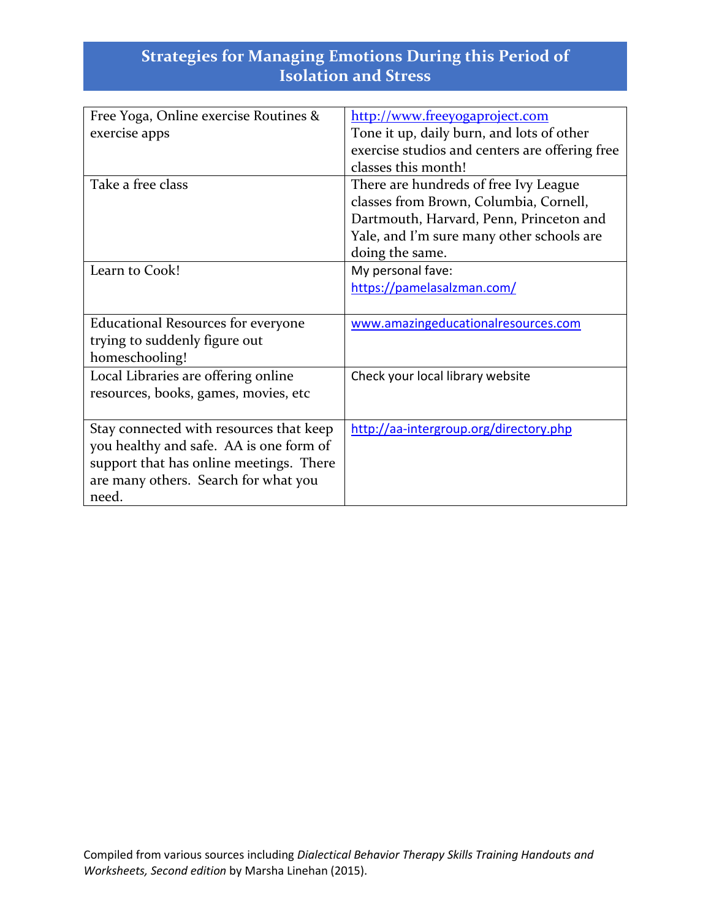# Strategies for Managing Emotions During this Period of Isolation and Stress

| | |
|---|---|
| Free Yoga, Online exercise Routines & exercise apps | http://www.freeyogaproject.com Tone it up, daily burn, and lots of other exercise studios and centers are offering free classes this month! |
| Take a free class | There are hundreds of free Ivy League classes from Brown, Columbia, Cornell, Dartmouth, Harvard, Penn, Princeton and Yale, and I'm sure many other schools are doing the same. |
| Learn to Cook! | My personal fave: https://pamelasalzman.com/ |
| Educational Resources for everyone trying to suddenly figure out homeschooling! | www.amazingeducationalresources.com |
| Local Libraries are offering online resources, books, games, movies, etc | Check your local library website |
| Stay connected with resources that keep you healthy and safe. AA is one form of support that has online meetings. There are many others. Search for what you need. | http://aa-intergroup.org/directory.php |

Compiled from various sources including *Dialectical Behavior Therapy Skills Training Handouts and Worksheets, Second edition* by Marsha Linehan (2015).